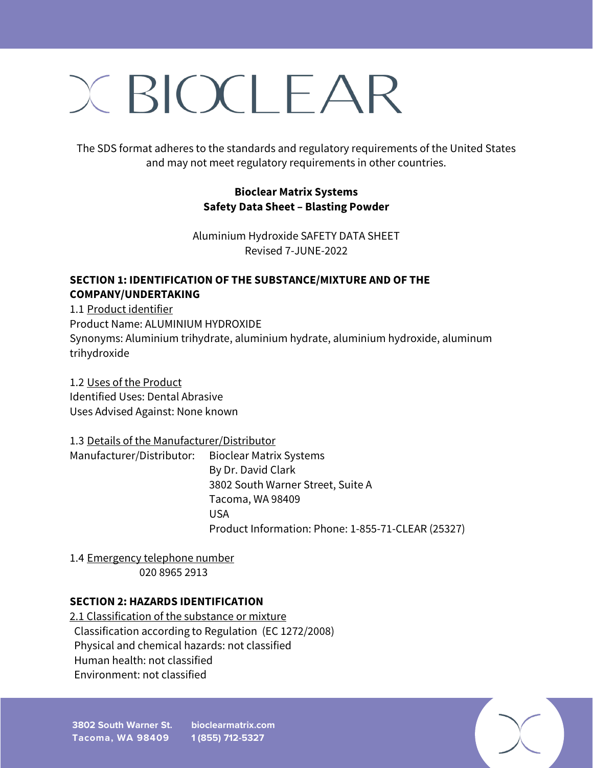# BIOCLEAR

The SDS format adheres to the standards and regulatory requirements of the United States and may not meet regulatory requirements in other countries.

**Bioclear Matrix Systems**
**Safety Data Sheet – Blasting Powder**

Aluminium Hydroxide SAFETY DATA SHEET
Revised 7-JUNE-2022

## SECTION 1: IDENTIFICATION OF THE SUBSTANCE/MIXTURE AND OF THE COMPANY/UNDERTAKING

1.1 Product identifier
Product Name: ALUMINIUM HYDROXIDE
Synonyms: Aluminium trihydrate, aluminium hydrate, aluminium hydroxide, aluminum trihydroxide

1.2 Uses of the Product
Identified Uses: Dental Abrasive
Uses Advised Against: None known

1.3 Details of the Manufacturer/Distributor
Manufacturer/Distributor: Bioclear Matrix Systems
By Dr. David Clark
3802 South Warner Street, Suite A
Tacoma, WA 98409
USA
Product Information: Phone: 1-855-71-CLEAR (25327)

1.4 Emergency telephone number
020 8965 2913

## SECTION 2: HAZARDS IDENTIFICATION

2.1 Classification of the substance or mixture
Classification according to Regulation (EC 1272/2008)
Physical and chemical hazards: not classified
Human health: not classified
Environment: not classified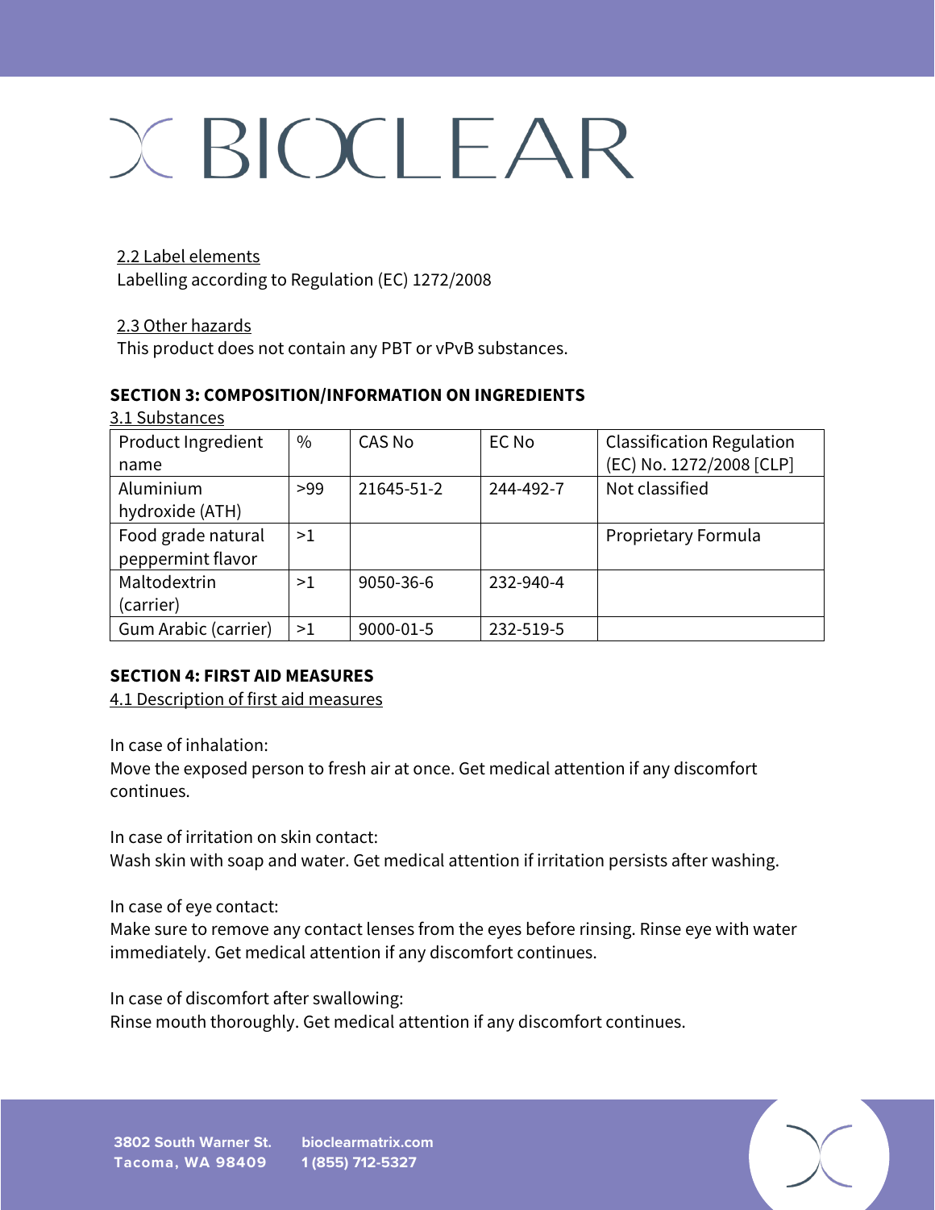2.2 Label elements
Labelling according to Regulation (EC) 1272/2008

2.3 Other hazards
This product does not contain any PBT or vPvB substances.

**SECTION 3: COMPOSITION/INFORMATION ON INGREDIENTS**

3.1 Substances

| Product Ingredient name | % | CAS No | EC No | Classification Regulation (EC) No. 1272/2008 [CLP] |
|---|---|---|---|---|
| Aluminium hydroxide (ATH) | >99 | 21645-51-2 | 244-492-7 | Not classified |
| Food grade natural peppermint flavor | >1 | | | Proprietary Formula |
| Maltodextrin (carrier) | >1 | 9050-36-6 | 232-940-4 | |
| Gum Arabic (carrier) | >1 | 9000-01-5 | 232-519-5 | |

**SECTION 4: FIRST AID MEASURES**

4.1 Description of first aid measures

In case of inhalation:
Move the exposed person to fresh air at once. Get medical attention if any discomfort continues.

In case of irritation on skin contact:
Wash skin with soap and water. Get medical attention if irritation persists after washing.

In case of eye contact:
Make sure to remove any contact lenses from the eyes before rinsing. Rinse eye with water immediately. Get medical attention if any discomfort continues.

In case of discomfort after swallowing:
Rinse mouth thoroughly. Get medical attention if any discomfort continues.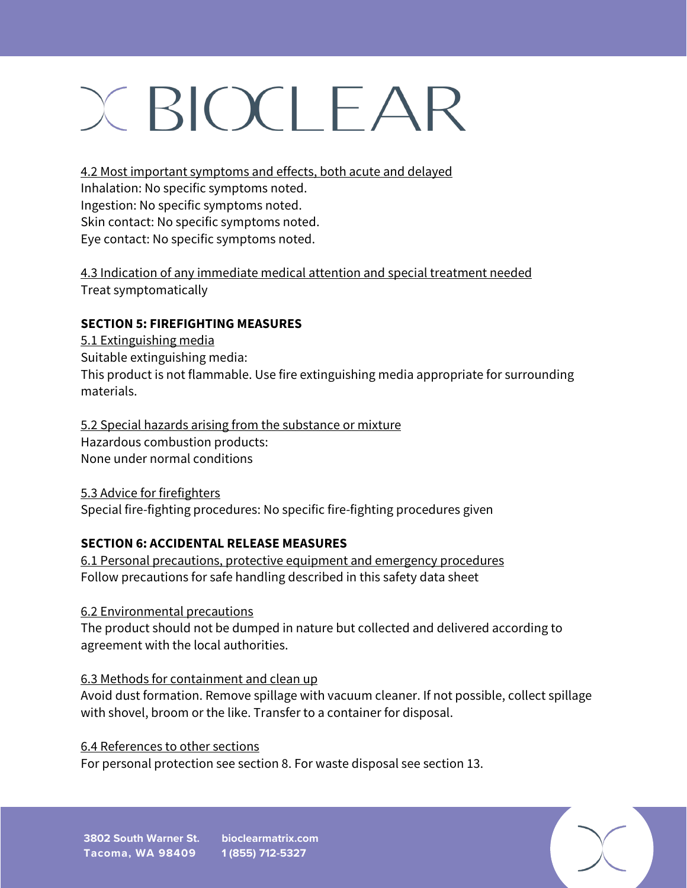#### 4.2 Most important symptoms and effects, both acute and delayed

Inhalation: No specific symptoms noted.
Ingestion: No specific symptoms noted.
Skin contact: No specific symptoms noted.
Eye contact: No specific symptoms noted.

#### 4.3 Indication of any immediate medical attention and special treatment needed

Treat symptomatically

## SECTION 5: FIREFIGHTING MEASURES

#### 5.1 Extinguishing media

Suitable extinguishing media:
This product is not flammable. Use fire extinguishing media appropriate for surrounding materials.

#### 5.2 Special hazards arising from the substance or mixture

Hazardous combustion products:
None under normal conditions

#### 5.3 Advice for firefighters

Special fire-fighting procedures: No specific fire-fighting procedures given

## SECTION 6: ACCIDENTAL RELEASE MEASURES

#### 6.1 Personal precautions, protective equipment and emergency procedures

Follow precautions for safe handling described in this safety data sheet

#### 6.2 Environmental precautions

The product should not be dumped in nature but collected and delivered according to agreement with the local authorities.

#### 6.3 Methods for containment and clean up

Avoid dust formation. Remove spillage with vacuum cleaner. If not possible, collect spillage with shovel, broom or the like. Transfer to a container for disposal.

#### 6.4 References to other sections

For personal protection see section 8. For waste disposal see section 13.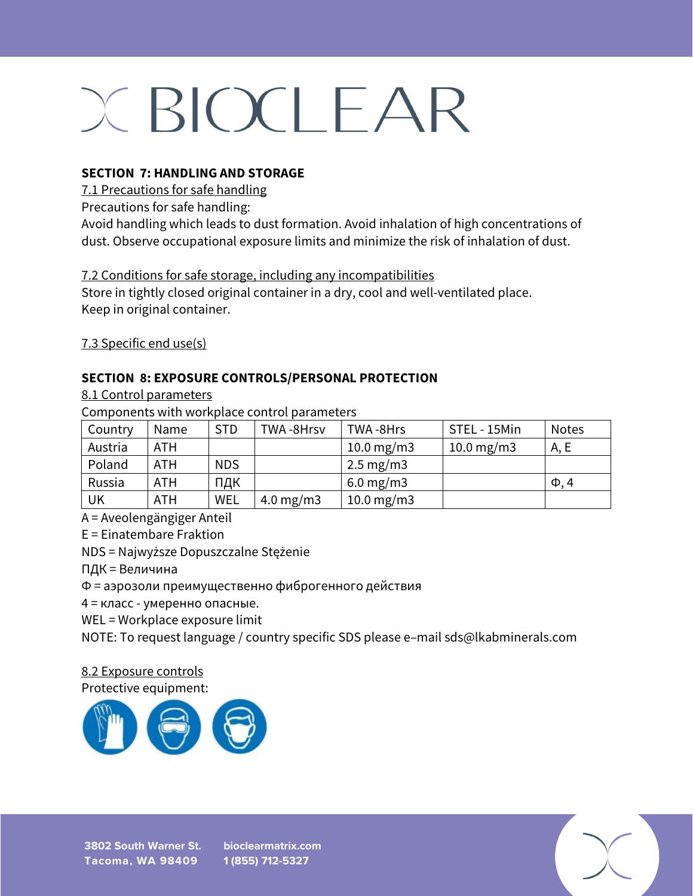# BIOCLEAR

**SECTION 7: HANDLING AND STORAGE**

7.1 Precautions for safe handling

Precautions for safe handling:

Avoid handling which leads to dust formation. Avoid inhalation of high concentrations of dust. Observe occupational exposure limits and minimize the risk of inhalation of dust.

7.2 Conditions for safe storage, including any incompatibilities

Store in tightly closed original container in a dry, cool and well-ventilated place.
Keep in original container.

7.3 Specific end use(s)

**SECTION 8: EXPOSURE CONTROLS/PERSONAL PROTECTION**

8.1 Control parameters

Components with workplace control parameters

| Country | Name | STD | TWA -8Hrsv | TWA -8Hrs | STEL - 15Min | Notes |
|---|---|---|---|---|---|---|
| Austria | ATH | | | 10.0 mg/m3 | 10.0 mg/m3 | A, E |
| Poland | ATH | NDS | | 2.5 mg/m3 | | |
| Russia | ATH | ПДК | | 6.0 mg/m3 | | Ф, 4 |
| UK | ATH | WEL | 4.0 mg/m3 | 10.0 mg/m3 | | |

A = Aveolengängiger Anteil
E = Einatembare Fraktion
NDS = Najwyższe Dopuszczalne Stężenie
ПДК = Величина
Ф = аэрозоли преимущественно фиброгенного действия
4 = класс - умеренно опасные.
WEL = Workplace exposure limit
NOTE: To request language / country specific SDS please e–mail sds@lkabminerals.com

8.2 Exposure controls

Protective equipment: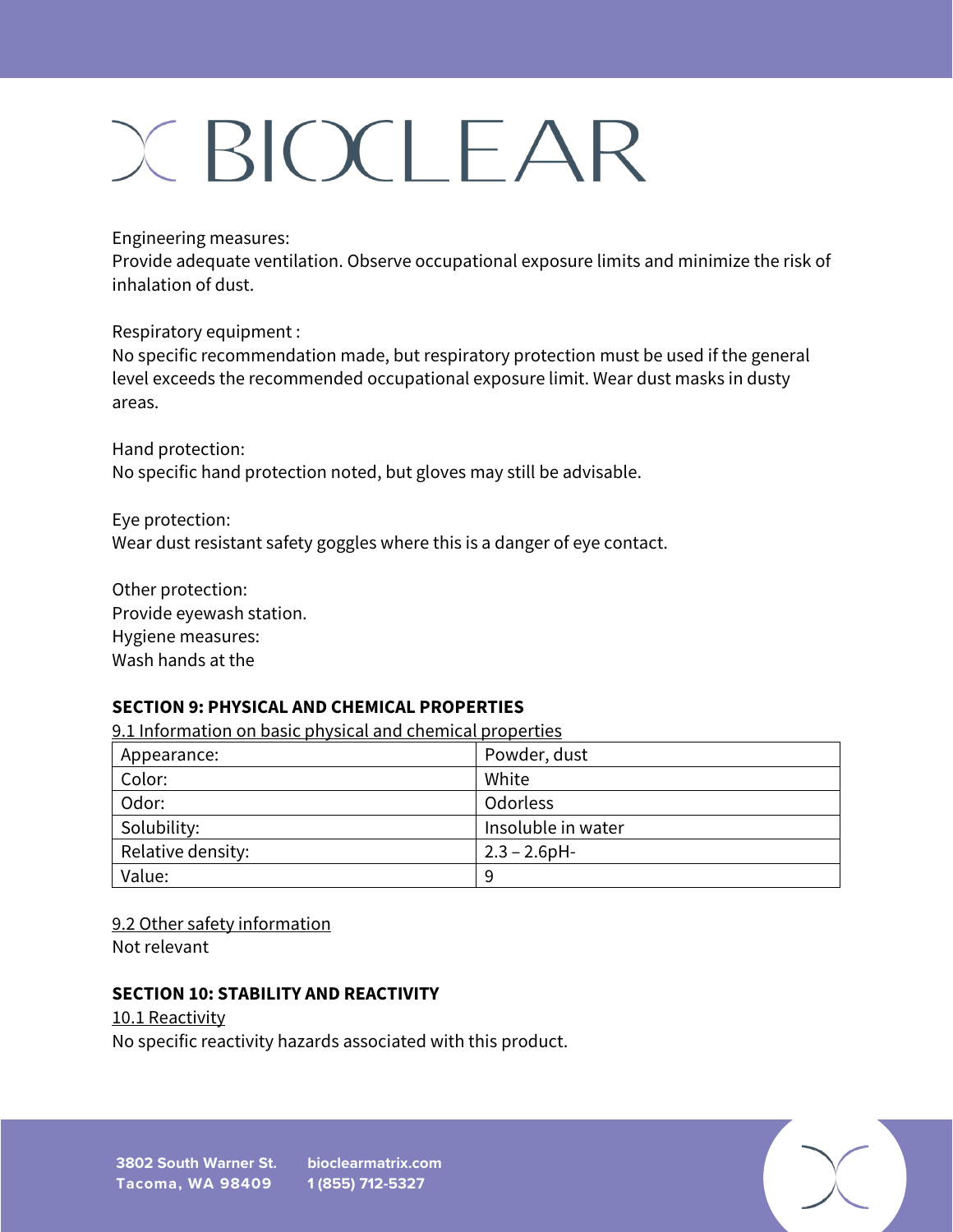Engineering measures:
Provide adequate ventilation. Observe occupational exposure limits and minimize the risk of inhalation of dust.

Respiratory equipment :
No specific recommendation made, but respiratory protection must be used if the general level exceeds the recommended occupational exposure limit. Wear dust masks in dusty areas.

Hand protection:
No specific hand protection noted, but gloves may still be advisable.

Eye protection:
Wear dust resistant safety goggles where this is a danger of eye contact.

Other protection:
Provide eyewash station.
Hygiene measures:
Wash hands at the

**SECTION 9: PHYSICAL AND CHEMICAL PROPERTIES**

9.1 Information on basic physical and chemical properties

| Appearance: | Powder, dust |
|---|---|
| Color: | White |
| Odor: | Odorless |
| Solubility: | Insoluble in water |
| Relative density: | 2.3 – 2.6pH- |
| Value: | 9 |

9.2 Other safety information
Not relevant

**SECTION 10: STABILITY AND REACTIVITY**

10.1 Reactivity
No specific reactivity hazards associated with this product.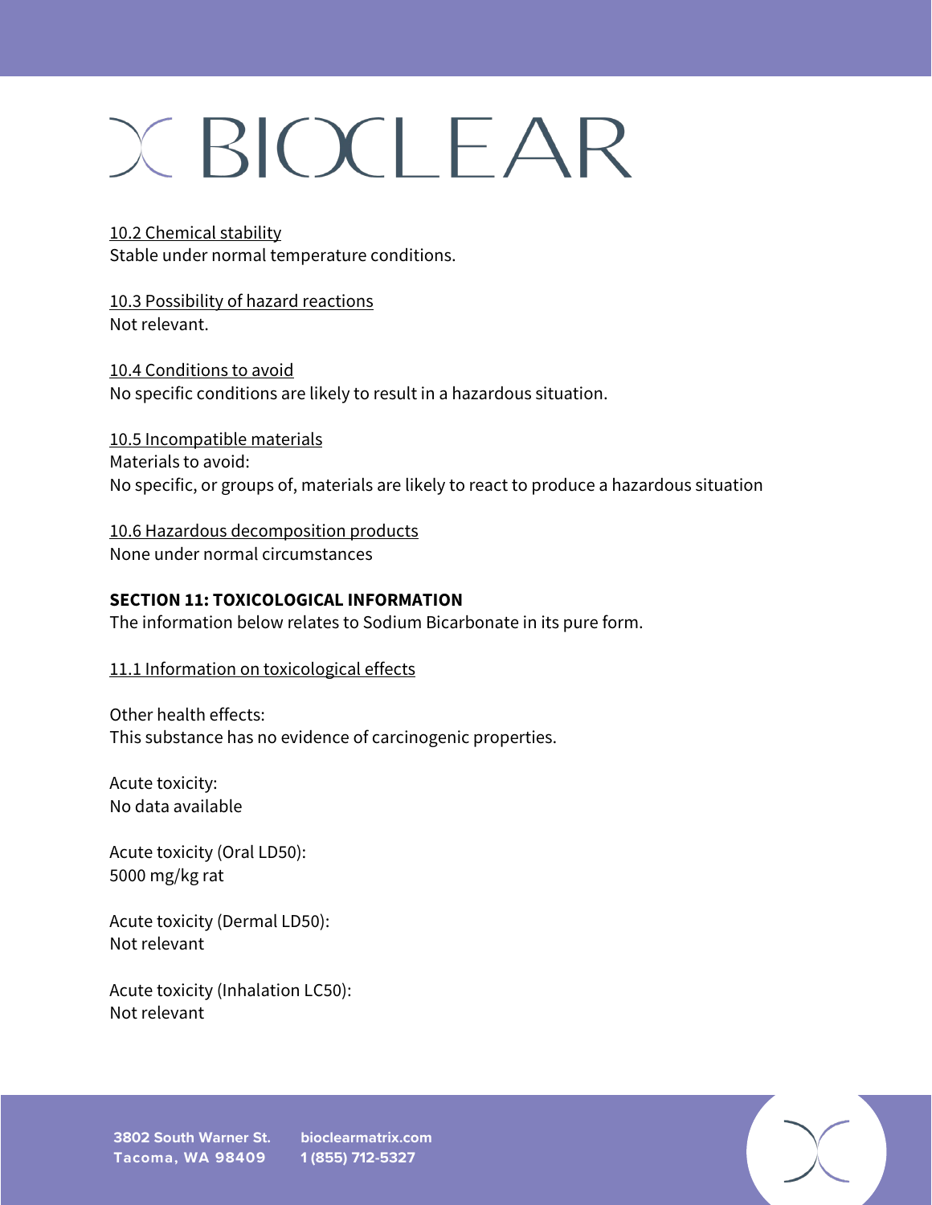10.2 Chemical stability
Stable under normal temperature conditions.

10.3 Possibility of hazard reactions
Not relevant.

10.4 Conditions to avoid
No specific conditions are likely to result in a hazardous situation.

10.5 Incompatible materials
Materials to avoid:
No specific, or groups of, materials are likely to react to produce a hazardous situation

10.6 Hazardous decomposition products
None under normal circumstances

## SECTION 11: TOXICOLOGICAL INFORMATION

The information below relates to Sodium Bicarbonate in its pure form.

11.1 Information on toxicological effects

Other health effects:
This substance has no evidence of carcinogenic properties.

Acute toxicity:
No data available

Acute toxicity (Oral LD50):
5000 mg/kg rat

Acute toxicity (Dermal LD50):
Not relevant

Acute toxicity (Inhalation LC50):
Not relevant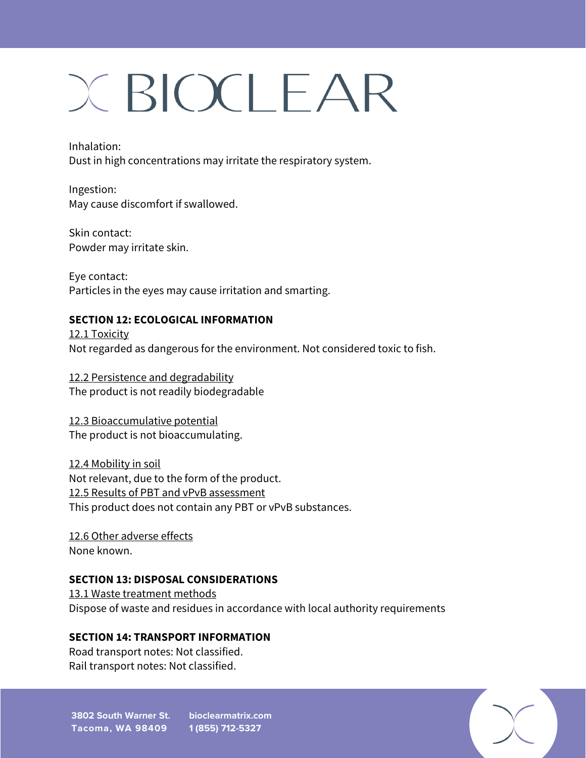Inhalation:
Dust in high concentrations may irritate the respiratory system.

Ingestion:
May cause discomfort if swallowed.

Skin contact:
Powder may irritate skin.

Eye contact:
Particles in the eyes may cause irritation and smarting.

## SECTION 12: ECOLOGICAL INFORMATION

12.1 Toxicity
Not regarded as dangerous for the environment. Not considered toxic to fish.

12.2 Persistence and degradability
The product is not readily biodegradable

12.3 Bioaccumulative potential
The product is not bioaccumulating.

12.4 Mobility in soil
Not relevant, due to the form of the product.

12.5 Results of PBT and vPvB assessment
This product does not contain any PBT or vPvB substances.

12.6 Other adverse effects
None known.

## SECTION 13: DISPOSAL CONSIDERATIONS

13.1 Waste treatment methods
Dispose of waste and residues in accordance with local authority requirements

## SECTION 14: TRANSPORT INFORMATION

Road transport notes: Not classified.
Rail transport notes: Not classified.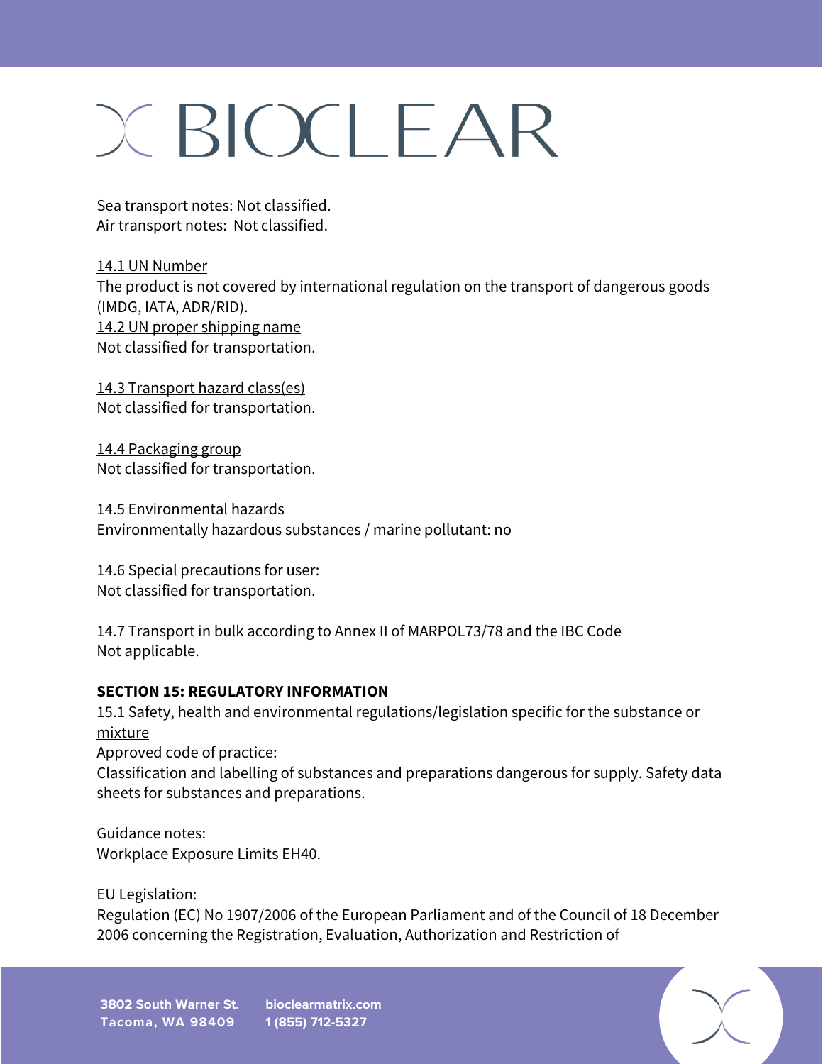Sea transport notes: Not classified.
Air transport notes: Not classified.

14.1 UN Number
The product is not covered by international regulation on the transport of dangerous goods (IMDG, IATA, ADR/RID).
14.2 UN proper shipping name
Not classified for transportation.

14.3 Transport hazard class(es)
Not classified for transportation.

14.4 Packaging group
Not classified for transportation.

14.5 Environmental hazards
Environmentally hazardous substances / marine pollutant: no

14.6 Special precautions for user:
Not classified for transportation.

14.7 Transport in bulk according to Annex II of MARPOL73/78 and the IBC Code
Not applicable.

**SECTION 15: REGULATORY INFORMATION**

15.1 Safety, health and environmental regulations/legislation specific for the substance or mixture
Approved code of practice:
Classification and labelling of substances and preparations dangerous for supply. Safety data sheets for substances and preparations.

Guidance notes:
Workplace Exposure Limits EH40.

EU Legislation:
Regulation (EC) No 1907/2006 of the European Parliament and of the Council of 18 December 2006 concerning the Registration, Evaluation, Authorization and Restriction of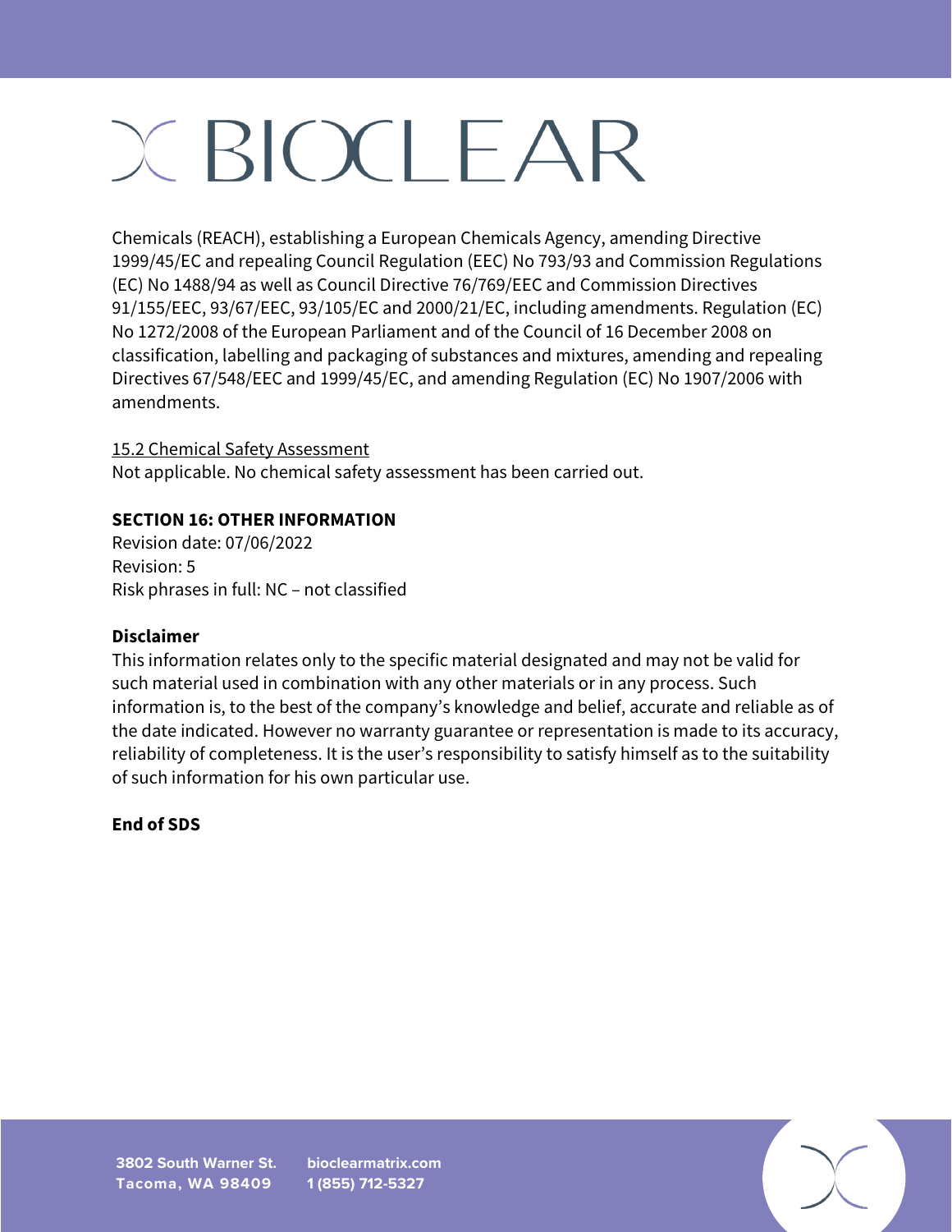Chemicals (REACH), establishing a European Chemicals Agency, amending Directive 1999/45/EC and repealing Council Regulation (EEC) No 793/93 and Commission Regulations (EC) No 1488/94 as well as Council Directive 76/769/EEC and Commission Directives 91/155/EEC, 93/67/EEC, 93/105/EC and 2000/21/EC, including amendments. Regulation (EC) No 1272/2008 of the European Parliament and of the Council of 16 December 2008 on classification, labelling and packaging of substances and mixtures, amending and repealing Directives 67/548/EEC and 1999/45/EC, and amending Regulation (EC) No 1907/2006 with amendments.

15.2 Chemical Safety Assessment

Not applicable. No chemical safety assessment has been carried out.

**SECTION 16: OTHER INFORMATION**

Revision date: 07/06/2022

Revision: 5

Risk phrases in full: NC – not classified

**Disclaimer**

This information relates only to the specific material designated and may not be valid for such material used in combination with any other materials or in any process. Such information is, to the best of the company's knowledge and belief, accurate and reliable as of the date indicated. However no warranty guarantee or representation is made to its accuracy, reliability of completeness. It is the user's responsibility to satisfy himself as to the suitability of such information for his own particular use.

**End of SDS**